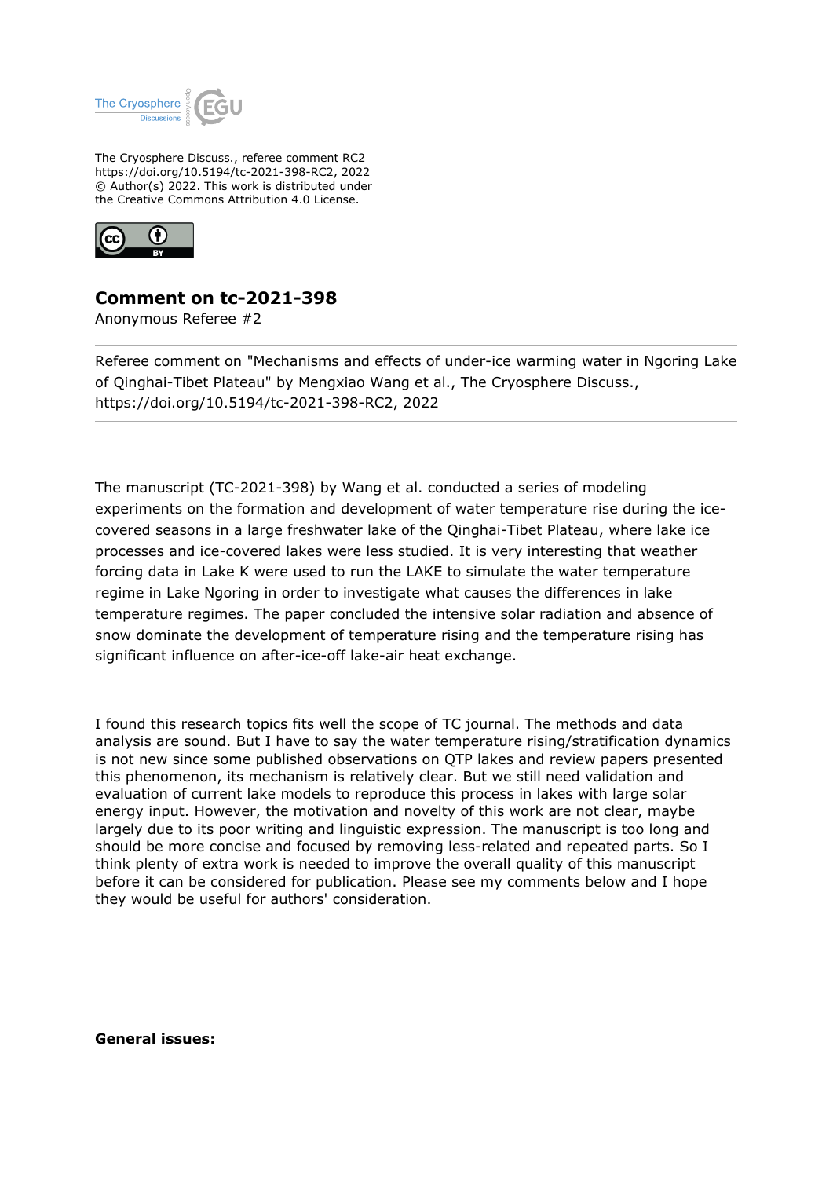The Cryosphere Discuss., referee comment RC2
https://doi.org/10.5194/tc-2021-398-RC2, 2022
© Author(s) 2022. This work is distributed under
the Creative Commons Attribution 4.0 License.

## Comment on tc-2021-398

Anonymous Referee #2

Referee comment on "Mechanisms and effects of under-ice warming water in Ngoring Lake of Qinghai-Tibet Plateau" by Mengxiao Wang et al., The Cryosphere Discuss., https://doi.org/10.5194/tc-2021-398-RC2, 2022

The manuscript (TC-2021-398) by Wang et al. conducted a series of modeling experiments on the formation and development of water temperature rise during the ice-covered seasons in a large freshwater lake of the Qinghai-Tibet Plateau, where lake ice processes and ice-covered lakes were less studied. It is very interesting that weather forcing data in Lake K were used to run the LAKE to simulate the water temperature regime in Lake Ngoring in order to investigate what causes the differences in lake temperature regimes. The paper concluded the intensive solar radiation and absence of snow dominate the development of temperature rising and the temperature rising has significant influence on after-ice-off lake-air heat exchange.

I found this research topics fits well the scope of TC journal. The methods and data analysis are sound. But I have to say the water temperature rising/stratification dynamics is not new since some published observations on QTP lakes and review papers presented this phenomenon, its mechanism is relatively clear. But we still need validation and evaluation of current lake models to reproduce this process in lakes with large solar energy input. However, the motivation and novelty of this work are not clear, maybe largely due to its poor writing and linguistic expression. The manuscript is too long and should be more concise and focused by removing less-related and repeated parts. So I think plenty of extra work is needed to improve the overall quality of this manuscript before it can be considered for publication. Please see my comments below and I hope they would be useful for authors' consideration.

**General issues:**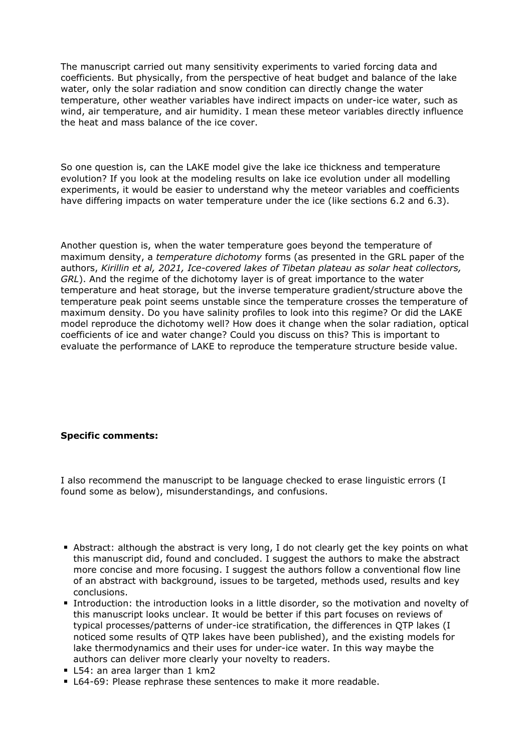The manuscript carried out many sensitivity experiments to varied forcing data and coefficients. But physically, from the perspective of heat budget and balance of the lake water, only the solar radiation and snow condition can directly change the water temperature, other weather variables have indirect impacts on under-ice water, such as wind, air temperature, and air humidity. I mean these meteor variables directly influence the heat and mass balance of the ice cover.

So one question is, can the LAKE model give the lake ice thickness and temperature evolution? If you look at the modeling results on lake ice evolution under all modelling experiments, it would be easier to understand why the meteor variables and coefficients have differing impacts on water temperature under the ice (like sections 6.2 and 6.3).

Another question is, when the water temperature goes beyond the temperature of maximum density, a *temperature dichotomy* forms (as presented in the GRL paper of the authors, *Kirillin et al, 2021, Ice-covered lakes of Tibetan plateau as solar heat collectors, GRL*). And the regime of the dichotomy layer is of great importance to the water temperature and heat storage, but the inverse temperature gradient/structure above the temperature peak point seems unstable since the temperature crosses the temperature of maximum density. Do you have salinity profiles to look into this regime? Or did the LAKE model reproduce the dichotomy well? How does it change when the solar radiation, optical coefficients of ice and water change? Could you discuss on this? This is important to evaluate the performance of LAKE to reproduce the temperature structure beside value.

**Specific comments:**

I also recommend the manuscript to be language checked to erase linguistic errors (I found some as below), misunderstandings, and confusions.

- Abstract: although the abstract is very long, I do not clearly get the key points on what this manuscript did, found and concluded. I suggest the authors to make the abstract more concise and more focusing. I suggest the authors follow a conventional flow line of an abstract with background, issues to be targeted, methods used, results and key conclusions.
- Introduction: the introduction looks in a little disorder, so the motivation and novelty of this manuscript looks unclear. It would be better if this part focuses on reviews of typical processes/patterns of under-ice stratification, the differences in QTP lakes (I noticed some results of QTP lakes have been published), and the existing models for lake thermodynamics and their uses for under-ice water. In this way maybe the authors can deliver more clearly your novelty to readers.
- L54: an area larger than 1 km2
- L64-69: Please rephrase these sentences to make it more readable.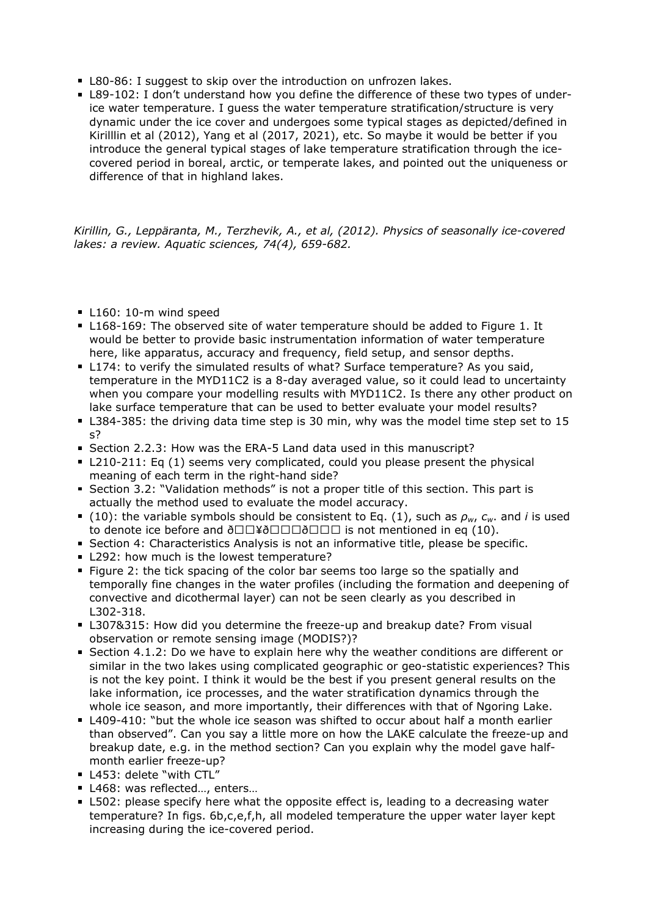- L80-86: I suggest to skip over the introduction on unfrozen lakes.
- L89-102: I don't understand how you define the difference of these two types of under-ice water temperature. I guess the water temperature stratification/structure is very dynamic under the ice cover and undergoes some typical stages as depicted/defined in Kirilllin et al (2012), Yang et al (2017, 2021), etc. So maybe it would be better if you introduce the general typical stages of lake temperature stratification through the ice-covered period in boreal, arctic, or temperate lakes, and pointed out the uniqueness or difference of that in highland lakes.

*Kirillin, G., Leppäranta, M., Terzhevik, A., et al, (2012). Physics of seasonally ice-covered lakes: a review. Aquatic sciences, 74(4), 659-682.*

- L160: 10-m wind speed
- L168-169: The observed site of water temperature should be added to Figure 1. It would be better to provide basic instrumentation information of water temperature here, like apparatus, accuracy and frequency, field setup, and sensor depths.
- L174: to verify the simulated results of what? Surface temperature? As you said, temperature in the MYD11C2 is a 8-day averaged value, so it could lead to uncertainty when you compare your modelling results with MYD11C2. Is there any other product on lake surface temperature that can be used to better evaluate your model results?
- L384-385: the driving data time step is 30 min, why was the model time step set to 15 s?
- Section 2.2.3: How was the ERA-5 Land data used in this manuscript?
- L210-211: Eq (1) seems very complicated, could you please present the physical meaning of each term in the right-hand side?
- Section 3.2: "Validation methods" is not a proper title of this section. This part is actually the method used to evaluate the model accuracy.
- (10): the variable symbols should be consistent to Eq. (1), such as $\rho_w$, $c_w$. and $i$ is used to denote ice before and ð□□¥ð□□□ð□□□ is not mentioned in eq (10).
- Section 4: Characteristics Analysis is not an informative title, please be specific.
- L292: how much is the lowest temperature?
- Figure 2: the tick spacing of the color bar seems too large so the spatially and temporally fine changes in the water profiles (including the formation and deepening of convective and dicothermal layer) can not be seen clearly as you described in L302-318.
- L307&315: How did you determine the freeze-up and breakup date? From visual observation or remote sensing image (MODIS?)?
- Section 4.1.2: Do we have to explain here why the weather conditions are different or similar in the two lakes using complicated geographic or geo-statistic experiences? This is not the key point. I think it would be the best if you present general results on the lake information, ice processes, and the water stratification dynamics through the whole ice season, and more importantly, their differences with that of Ngoring Lake.
- L409-410: "but the whole ice season was shifted to occur about half a month earlier than observed". Can you say a little more on how the LAKE calculate the freeze-up and breakup date, e.g. in the method section? Can you explain why the model gave half-month earlier freeze-up?
- L453: delete "with CTL"
- L468: was reflected..., enters...
- L502: please specify here what the opposite effect is, leading to a decreasing water temperature? In figs. 6b,c,e,f,h, all modeled temperature the upper water layer kept increasing during the ice-covered period.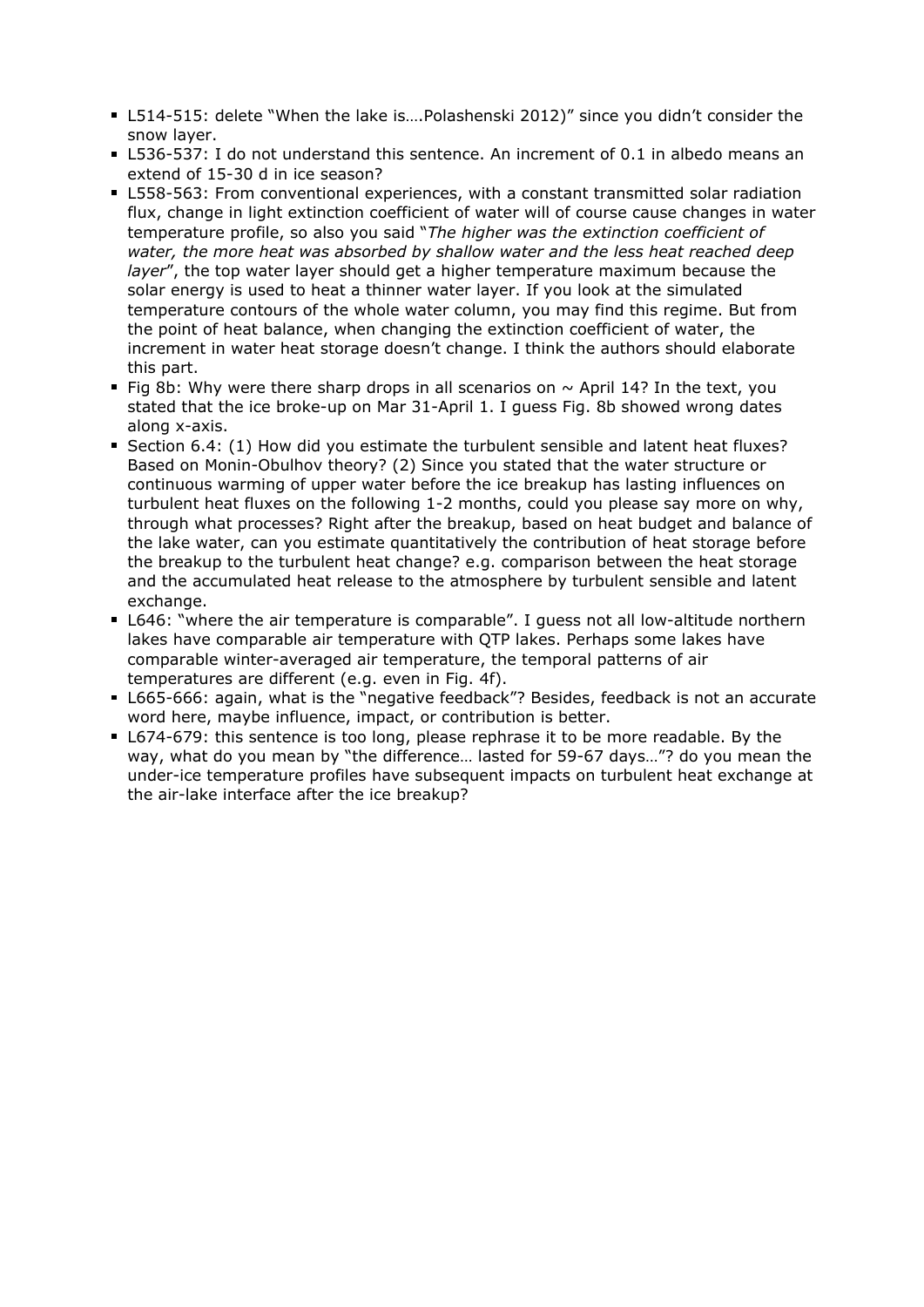- L514-515: delete "When the lake is….Polashenski 2012)" since you didn't consider the snow layer.
- L536-537: I do not understand this sentence. An increment of 0.1 in albedo means an extend of 15-30 d in ice season?
- L558-563: From conventional experiences, with a constant transmitted solar radiation flux, change in light extinction coefficient of water will of course cause changes in water temperature profile, so also you said "*The higher was the extinction coefficient of water, the more heat was absorbed by shallow water and the less heat reached deep layer*", the top water layer should get a higher temperature maximum because the solar energy is used to heat a thinner water layer. If you look at the simulated temperature contours of the whole water column, you may find this regime. But from the point of heat balance, when changing the extinction coefficient of water, the increment in water heat storage doesn't change. I think the authors should elaborate this part.
- Fig 8b: Why were there sharp drops in all scenarios on ~ April 14? In the text, you stated that the ice broke-up on Mar 31-April 1. I guess Fig. 8b showed wrong dates along x-axis.
- Section 6.4: (1) How did you estimate the turbulent sensible and latent heat fluxes? Based on Monin-Obulhov theory? (2) Since you stated that the water structure or continuous warming of upper water before the ice breakup has lasting influences on turbulent heat fluxes on the following 1-2 months, could you please say more on why, through what processes? Right after the breakup, based on heat budget and balance of the lake water, can you estimate quantitatively the contribution of heat storage before the breakup to the turbulent heat change? e.g. comparison between the heat storage and the accumulated heat release to the atmosphere by turbulent sensible and latent exchange.
- L646: "where the air temperature is comparable". I guess not all low-altitude northern lakes have comparable air temperature with QTP lakes. Perhaps some lakes have comparable winter-averaged air temperature, the temporal patterns of air temperatures are different (e.g. even in Fig. 4f).
- L665-666: again, what is the "negative feedback"? Besides, feedback is not an accurate word here, maybe influence, impact, or contribution is better.
- L674-679: this sentence is too long, please rephrase it to be more readable. By the way, what do you mean by "the difference… lasted for 59-67 days…"? do you mean the under-ice temperature profiles have subsequent impacts on turbulent heat exchange at the air-lake interface after the ice breakup?